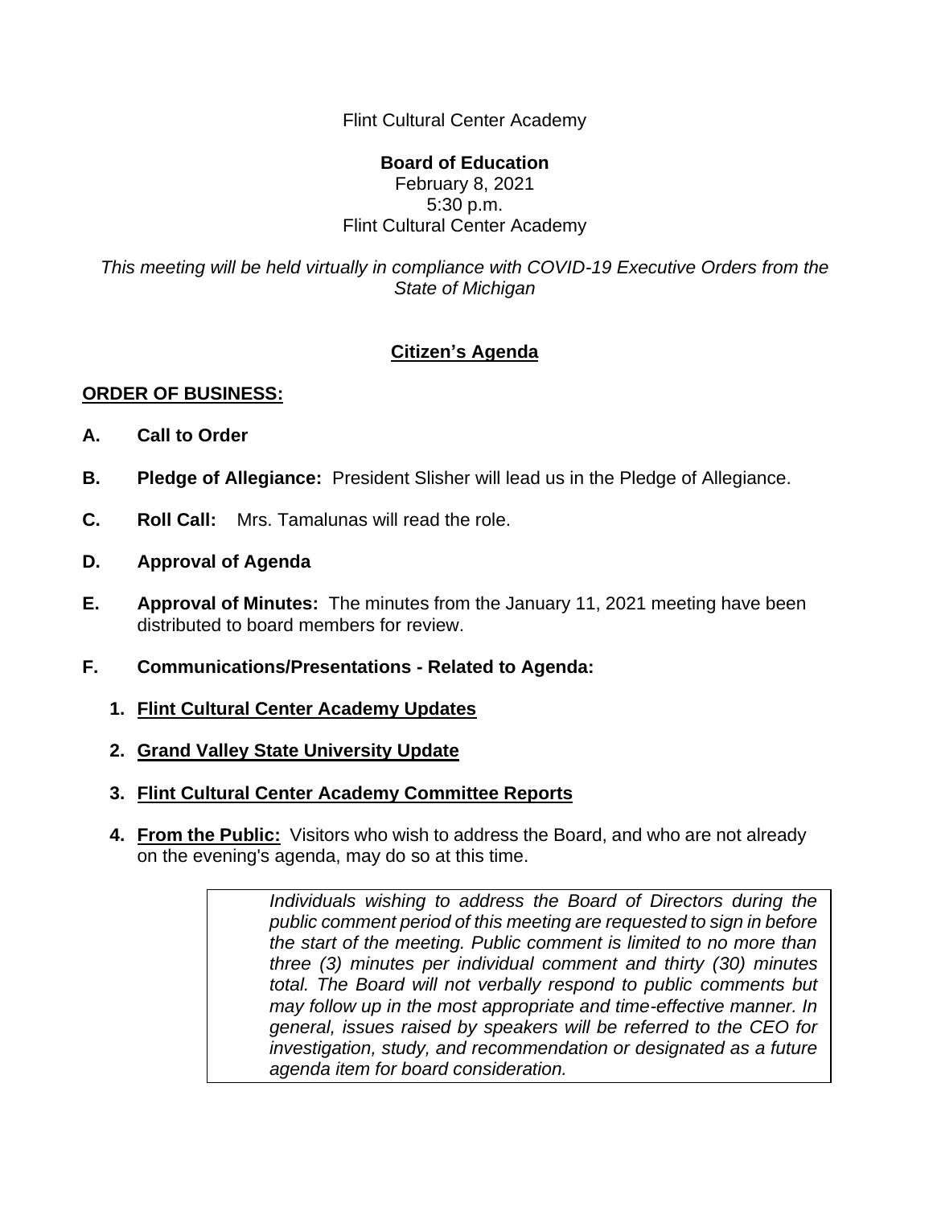Flint Cultural Center Academy

**Board of Education**
February 8, 2021
5:30 p.m.
Flint Cultural Center Academy

*This meeting will be held virtually in compliance with COVID-19 Executive Orders from the State of Michigan*

## Citizen's Agenda

**ORDER OF BUSINESS:**

**A. Call to Order**

**B. Pledge of Allegiance:** President Slisher will lead us in the Pledge of Allegiance.

**C. Roll Call:** Mrs. Tamalunas will read the role.

**D. Approval of Agenda**

**E. Approval of Minutes:** The minutes from the January 11, 2021 meeting have been distributed to board members for review.

**F. Communications/Presentations - Related to Agenda:**

1. **Flint Cultural Center Academy Updates**
2. **Grand Valley State University Update**
3. **Flint Cultural Center Academy Committee Reports**
4. **From the Public:** Visitors who wish to address the Board, and who are not already on the evening's agenda, may do so at this time.

> *Individuals wishing to address the Board of Directors during the public comment period of this meeting are requested to sign in before the start of the meeting. Public comment is limited to no more than three (3) minutes per individual comment and thirty (30) minutes total. The Board will not verbally respond to public comments but may follow up in the most appropriate and time-effective manner. In general, issues raised by speakers will be referred to the CEO for investigation, study, and recommendation or designated as a future agenda item for board consideration.*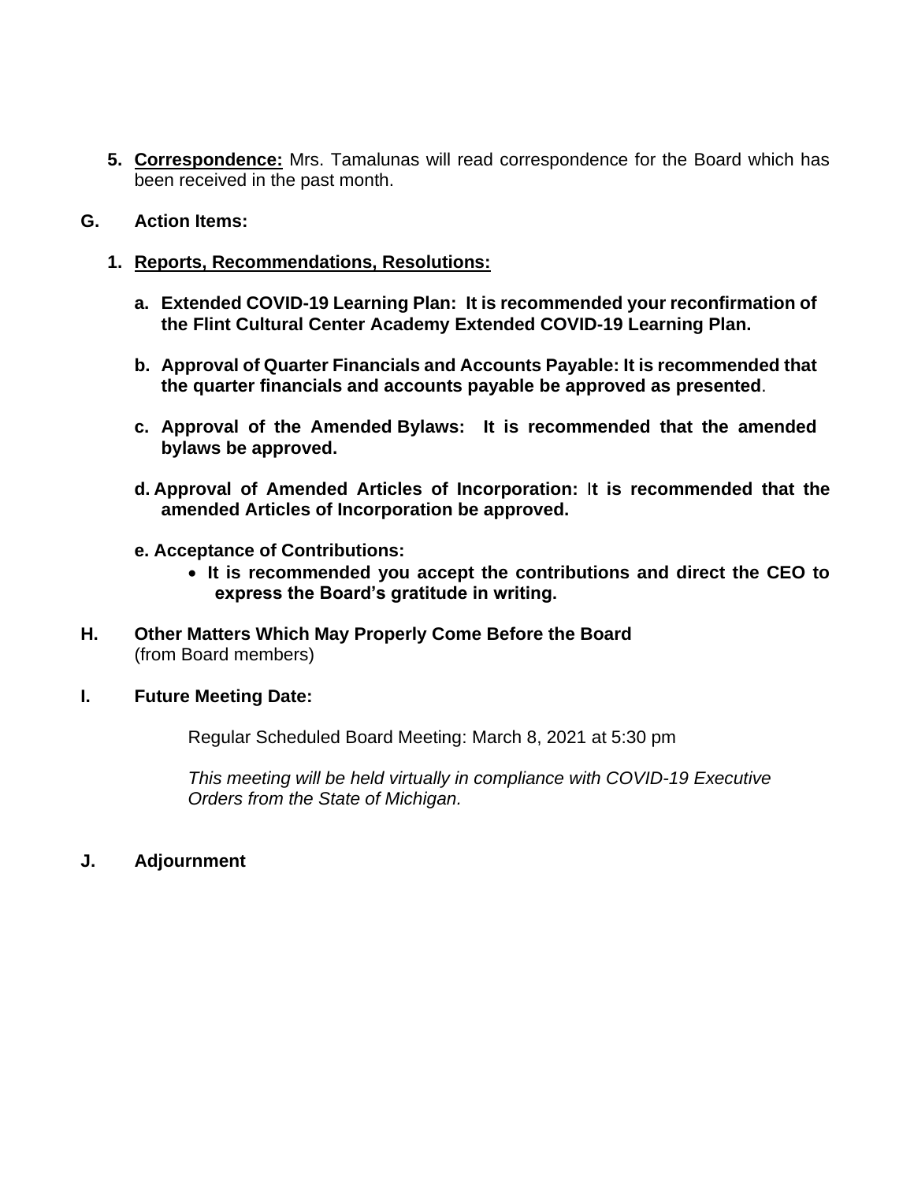5. **Correspondence:** Mrs. Tamalunas will read correspondence for the Board which has been received in the past month.

## G. Action Items:

1. **Reports, Recommendations, Resolutions:**

   **a. Extended COVID-19 Learning Plan: It is recommended your reconfirmation of the Flint Cultural Center Academy Extended COVID-19 Learning Plan.**

   **b. Approval of Quarter Financials and Accounts Payable: It is recommended that the quarter financials and accounts payable be approved as presented**.

   **c. Approval of the Amended Bylaws: It is recommended that the amended bylaws be approved.**

   **d. Approval of Amended Articles of Incorporation:** I**t is recommended that the amended Articles of Incorporation be approved.**

   **e. Acceptance of Contributions:**

   - **It is recommended you accept the contributions and direct the CEO to express the Board's gratitude in writing.**

## H. Other Matters Which May Properly Come Before the Board

(from Board members)

## I. Future Meeting Date:

Regular Scheduled Board Meeting: March 8, 2021 at 5:30 pm

*This meeting will be held virtually in compliance with COVID-19 Executive Orders from the State of Michigan.*

## J. Adjournment